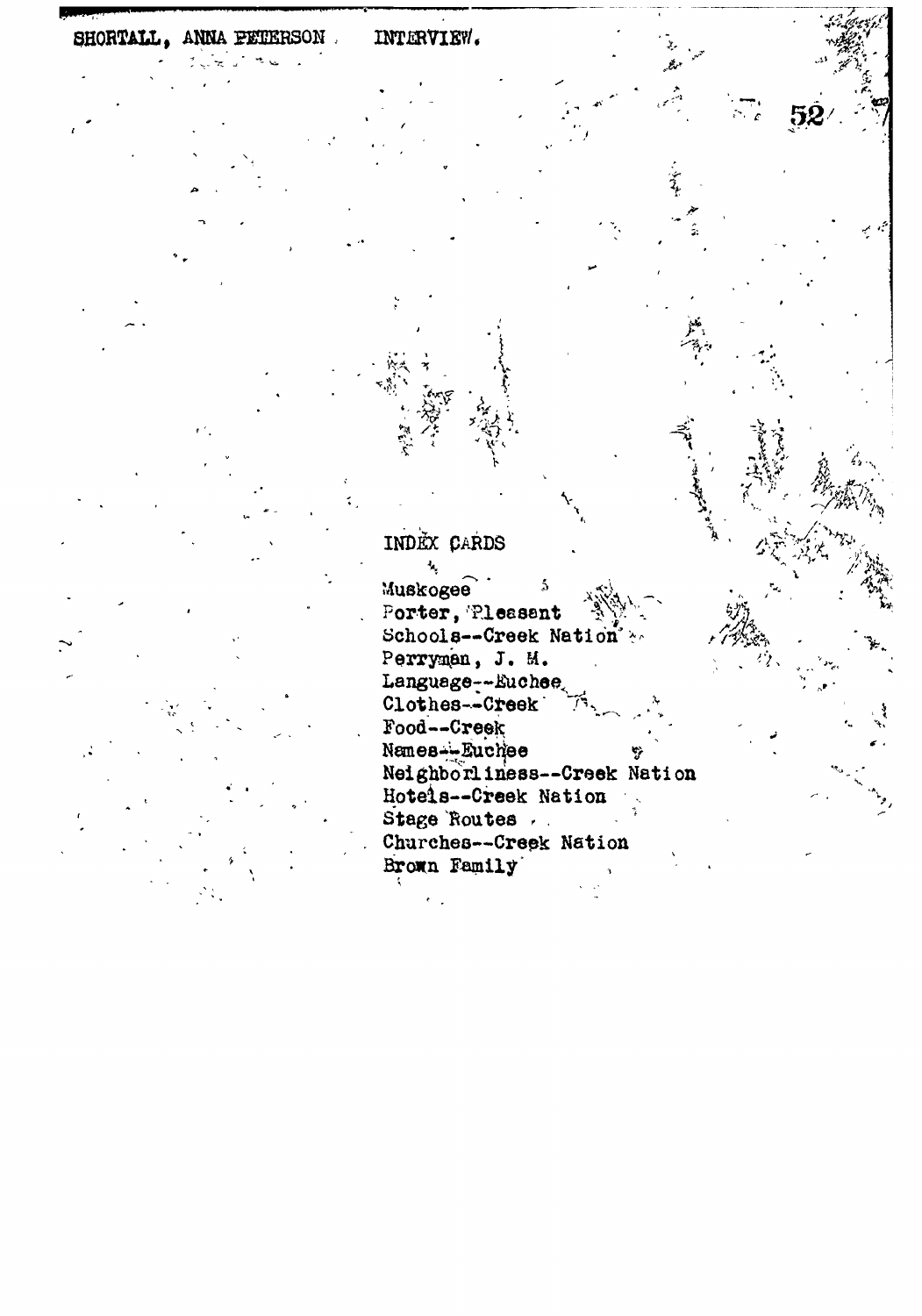INDEX CARDS

Muskogee
Porter, Pleasant
Schools--Creek Nation
Perryman, J. M.
Language--Euchee
Clothes--Creek
Food--Creek
Names--Euchee
Neighborliness--Creek Nation
Hotels--Creek Nation
Stage Routes
Churches--Creek Nation
Brown Family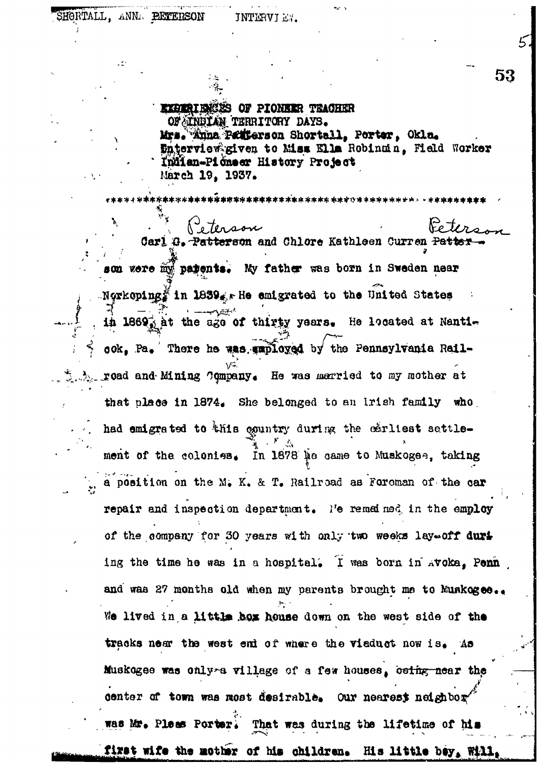EXPERIENCES OF PIONEER TEACHER
OF INDIAN TERRITORY DAYS.
Mrs. Anna Peterson Shortall, Porter, Okla.
Interview given to Miss Ella Robinson, Field Worker
Indian-Pioneer History Project
March 19, 1937.

Carl G. Peterson and Chlore Kathleen Curren Peterson were my parents. My father was born in Sweden near Norkoping, in 1839. He emigrated to the United States in 1869, at the age of thirty years. He located at Nanticoke, Pa. There he was employed by the Pennsylvania Railroad and Mining Company. He was married to my mother at that place in 1874. She belonged to an Irish family who had emigrated to this country during the earliest settlement of the colonies. In 1878 he came to Muskogee, taking a position on the M. K. & T. Railroad as Foreman of the car repair and inspection department. He remained in the employ of the company for 30 years with only two weeks lay-off during the time he was in a hospital. I was born in Avoka, Penn and was 27 months old when my parents brought me to Muskogee. We lived in a little box house down on the west side of the tracks near the west end of where the viaduct now is. As Muskogee was only a village of a few houses, near the center of town was most desirable. Our nearest neighbor was Mr. Pleas Porter. That was during the lifetime of his first wife the mother of his children. His little boy, Will,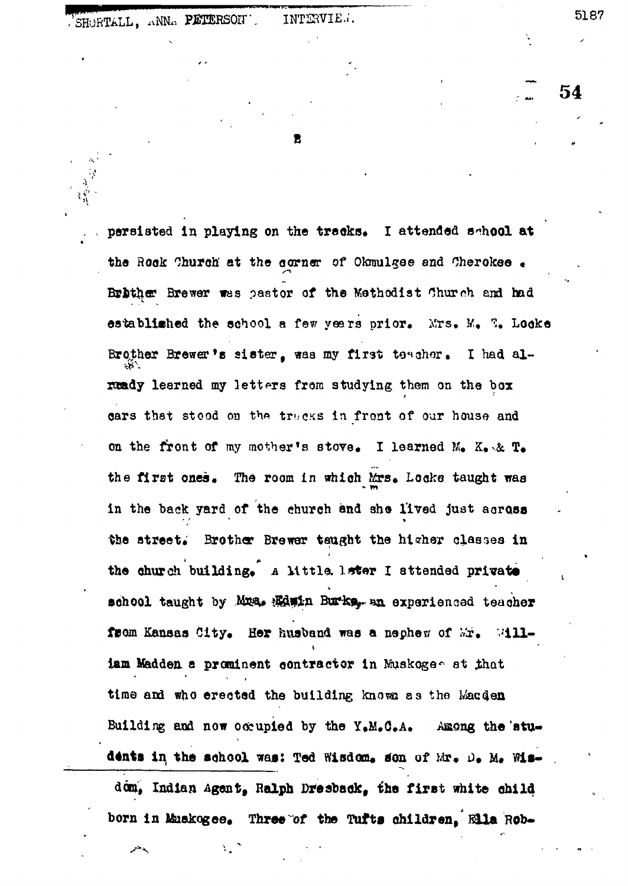persisted in playing on the tracks. I attended school at the Rock Church at the corner of Okmulgee and Cherokee. Brother Brewer was pastor of the Methodist Church and had established the school a few years prior. Mrs. M. T. Locke Brother Brewer's sister, was my first teacher. I had already learned my letters from studying them on the box cars that stood on the tracks in front of our house and on the front of my mother's stove. I learned M. K. & T. the first ones. The room in which Mrs. Locke taught was in the back yard of the church and she lived just across the street. Brother Brewer taught the higher classes in the church building. A little later I attended private school taught by Mrs. Edwin Burke, an experienced teacher from Kansas City. Her husband was a nephew of Mr. William Madden a prominent contractor in Muskogee at that time and who erected the building known as the Madden Building and now occupied by the Y.M.C.A. Among the students in the school was: Ted Wisdom, son of Mr. D. M. Wisdom, Indian Agent, Ralph Dresback, the first white child born in Muskogee. Three of the Tufts children, Ella Rob-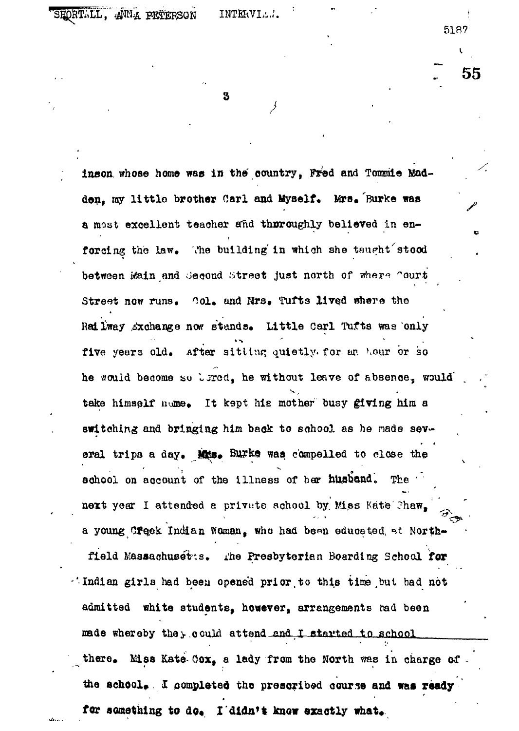inson whose home was in the country, Fred and Tommie Madden, my little brother Carl and Myself. Mrs. Burke was a most excellent teacher and thoroughly believed in enforcing the law. The building in which she taught stood between Main and Second Street just north of where Court Street now runs. Col. and Mrs. Tufts lived where the Railway Exchange now stands. Little Carl Tufts was only five years old. After sitting quietly for an hour or so he would become so bored, he without leave of absence, would take himself home. It kept his mother busy giving him a switching and bringing him back to school as he made several trips a day. Mrs. Burke was compelled to close the school on account of the illness of her husband. The next year I attended a private school by Miss Kate Shaw, a young Creek Indian Woman, who had been educated at Northfield Massachusetts. The Presbyterian Boarding School for Indian girls had been opened prior to this time but had not admitted white students, however, arrangements had been made whereby they could attend and I started to school there. Miss Kate Cox, a lady from the North was in charge of the school. I completed the prescribed course and was ready for something to do. I didn't know exactly what.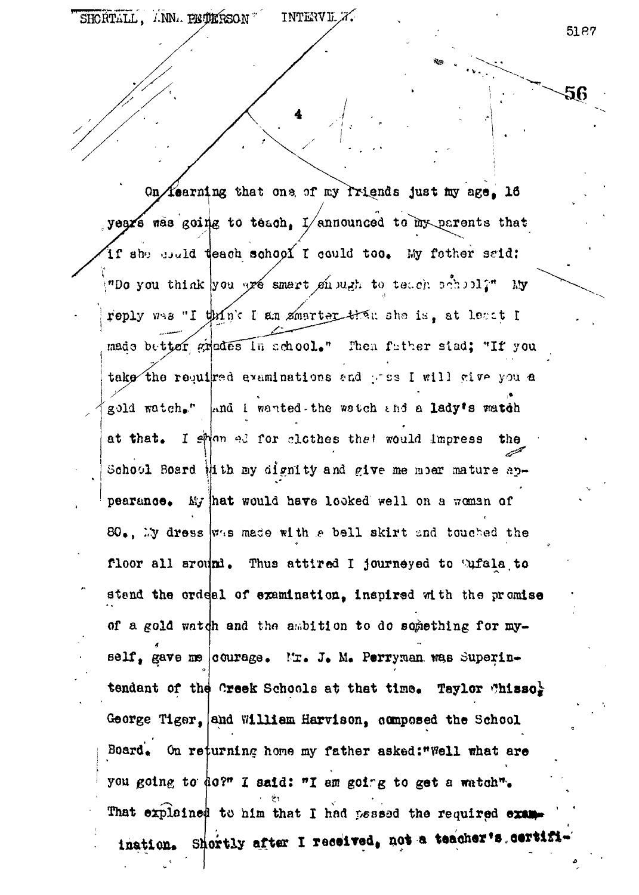On learning that one of my friends just my age, 16 years was going to teach, I announced to my parents that if she could teach school I could too. My father said: "Do you think you are smart enough to teach school?" My reply was "I think I am smarter than she is, at least I made better grades in school." Then father siad; "If you take the required examinations and pass I will give you a gold watch." And I wanted the watch and a lady's watch at that. I shopped for clothes that would impress the School Board with my dignity and give me moer mature appearance. My hat would have looked well on a woman of 80., My dress was made with a bell skirt and touched the floor all around. Thus attired I journeyed to Eufala to stand the ordeal of examination, inspired with the promise of a gold watch and the ambition to do something for myself, gave me courage. Mr. J. M. Perryman was Superintendant of the Creek Schools at that time. Taylor Chisso½ George Tiger, and William Harvison, composed the School Board. On returning home my father asked:"Well what are you going to do?" I said: "I am going to get a watch". That explained to him that I had passed the required examination. Shortly after I received, not a teacher's certifi-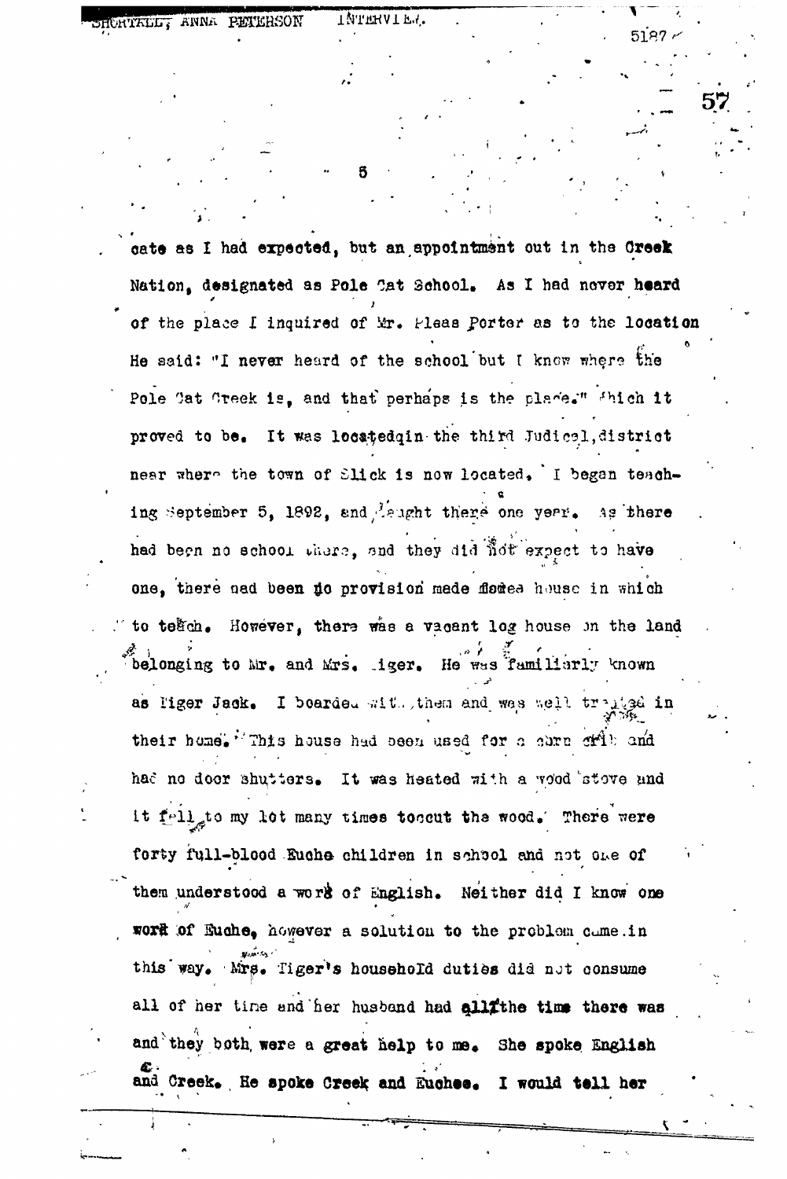cate as I had expected, but an appointment out in the Creek Nation, designated as Pole Cat School. As I had never heard of the place I inquired of Mr. Pleas Porter as to the location He said: "I never heard of the school but I know where the Pole Cat Creek is, and that perhaps is the place." Which it proved to be. It was located in the third Judicial district near where the town of Slick is now located. I began teaching September 5, 1892, and taught there one year. As there had been no school there, and they did not expect to have one, there had been no provision made for a house in which to teach. However, there was a vacant log house on the land belonging to Mr. and Mrs. Tiger. He was familiarly known as Tiger Jack. I boarded with them and was well treated in their home. This house had been used for a corn crib and had no door shutters. It was heated with a wood stove and it fell to my lot many times to cut the wood. There were forty full-blood Euche children in school and not one of them understood a word of English. Neither did I know one word of Euche, however a solution to the problem came in this way. Mrs. Tiger's household duties did not consume all of her time and her husband had all the time there was and they both were a great help to me. She spoke English and Creek. He spoke Creek and Euchee. I would tell her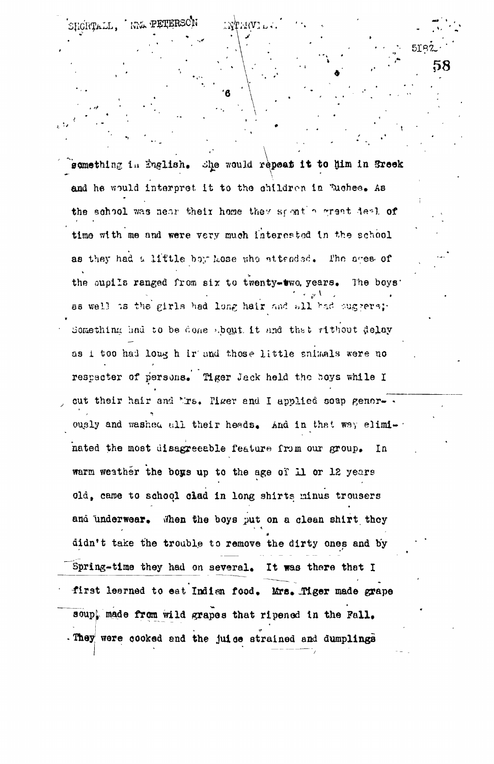something in English. She would repeat it to him in Creek and he would interpret it to the children in Euchee. As the school was near their home they spent a great deal of time with me and were very much interested in the school as they had a little boy Mose who attended. The ages of the pupils ranged from six to twenty-two years. The boys as well as the girls had long hair and all had cuggers; Something had to be done about it and that without delay as I too had long hair and those little animals were no respecter of persons. Tiger Jack held the boys while I cut their hair and Mrs. Tiger and I applied soap generously and washed all their heads. And in that way eliminated the most disagreeable feature from our group. In warm weather the boys up to the age of 11 or 12 years old, came to school clad in long shirts minus trousers and underwear. When the boys put on a clean shirt they didn't take the trouble to remove the dirty ones and by Spring-time they had on several. It was there that I first learned to eat Indian food. Mrs. Tiger made grape soup, made from wild grapes that ripened in the Fall. They were cooked and the juice strained and dumplings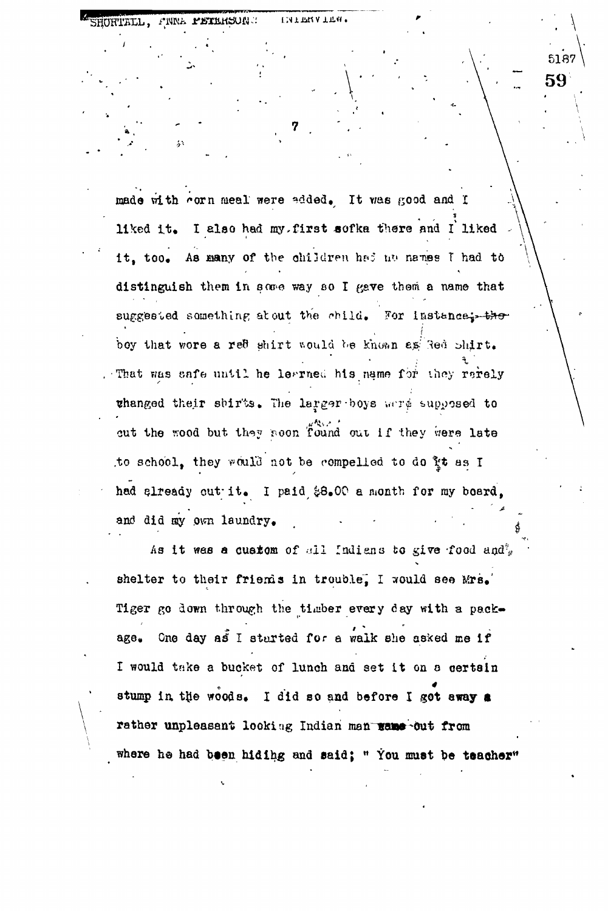made with corn meal were added. It was good and I liked it. I also had my first sofka there and I liked it, too. As many of the children had no names I had to distinguish them in some way so I gave them a name that suggested something about the child. For instance, boy that wore a red shirt would be known as Red Shirt. That was safe until he learned his name for they rarely changed their shirts. The larger boys were supposed to cut the wood but they soon found out if they were late to school, they would not be compelled to do it as I had already cut it. I paid $8.00 a month for my board, and did my own laundry.

As it was a custom of all Indians to give food and shelter to their friends in trouble, I would see Mrs. Tiger go down through the timber every day with a package. One day as I started for a walk she asked me if I would take a bucket of lunch and set it on a certain stump in the woods. I did so and before I got away a rather unpleasant looking Indian man came out from where he had been hiding and said; " You must be teacher"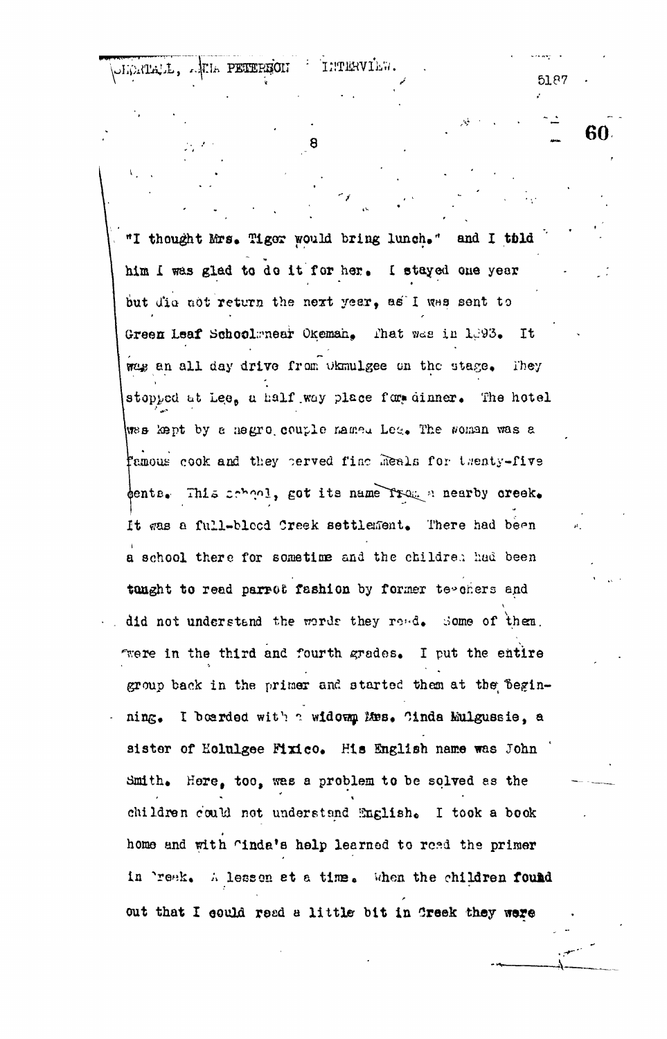"I thought Mrs. Tiger would bring lunch." and I told him I was glad to do it for her. I stayed one year but did not return the next year, as I was sent to Green Leaf School near Okemah. That was in 1893. It was an all day drive from Okmulgee on the stage. They stopped at Lee, a half way place for dinner. The hotel was kept by a negro couple named Lee. The woman was a famous cook and they served fine meals for twenty-five cents. This school, got its name from a nearby creek. It was a full-blood Creek settlement. There had been a school there for sometime and the children had been taught to read parrot fashion by former teachers and did not understand the words they read. Some of them were in the third and fourth grades. I put the entire group back in the primer and started them at the beginning. I boarded with a widow, Mrs. Cinda Mulgussie, a sister of Holulgee Fixico. His English name was John Smith. Here, too, was a problem to be solved as the children could not understand English. I took a book home and with Cinda's help learned to read the primer in Creek. A lesson at a time. When the children found out that I could read a little bit in Creek they were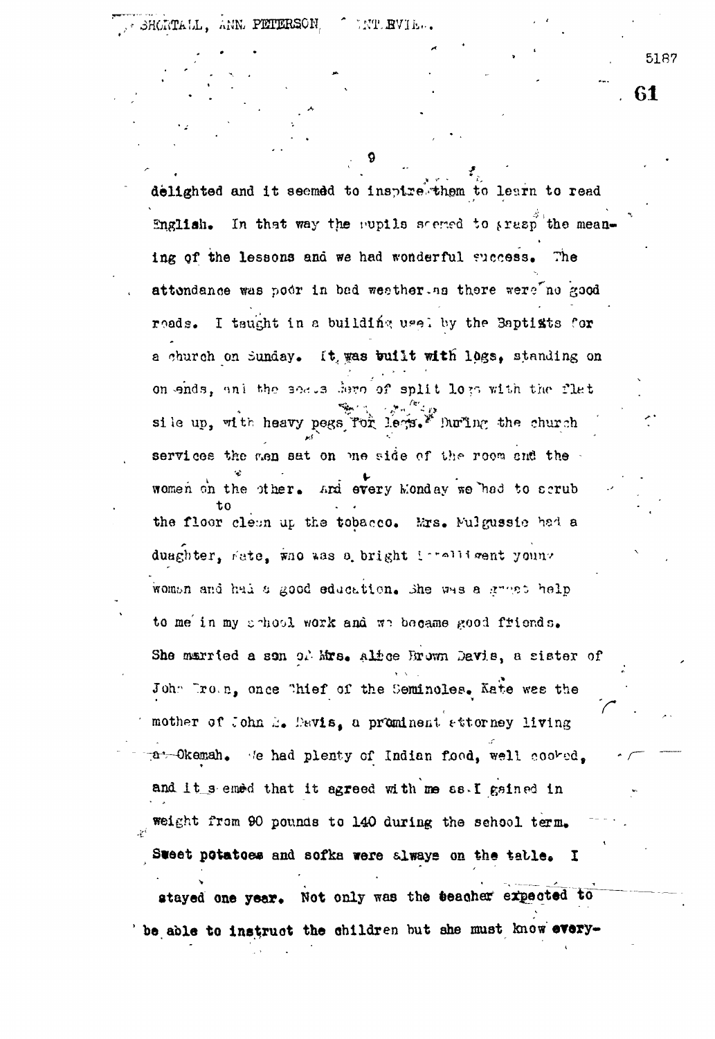delighted and it seemed to inspire them to learn to read English. In that way the pupils seemed to grasp the meaning of the lessons and we had wonderful success. The attendance was poor in bad weather as there were no good roads. I taught in a building used by the Baptists for a church on Sunday. It was built with logs, standing on on ends, and the seats were of split logs with the flat side up, with heavy pegs for legs. During the church services the men sat on one side of the room and the women on the other. And every Monday we had to scrub the floor clean to up the tobacco. Mrs. Fulgussie had a duaghter, Kate, who was a bright intelligent young woman and had a good education. She was a great help to me in my school work and we became good friends. She married a son of Mrs. Alice Brown Davis, a sister of John Brown, once Chief of the Seminoles. Kate was the mother of John E. Davis, a prominent attorney living at Okemah. We had plenty of Indian food, well cooked, and it seemed that it agreed with me as I gained in weight from 90 pounds to 140 during the school term. Sweet potatoes and sofka were always on the table. I stayed one year. Not only was the teacher expected to be able to instruct the children but she must know every-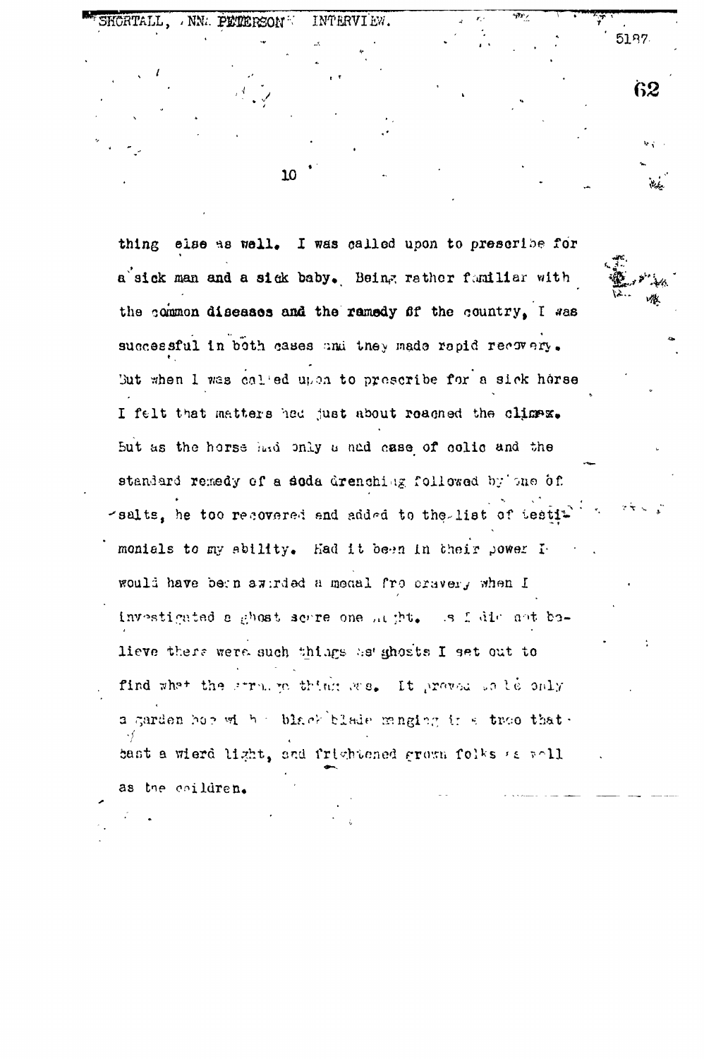thing else as well. I was called upon to prescribe for a sick man and a sick baby. Being rather familiar with the common diseases and the remedy of the country, I was successful in both cases and they made rapid recovery. But when I was called upon to prescribe for a sick horse I felt that matters had just about reached the climax. But as the horse had only a bad case of colic and the standard remedy of a soda drenching followed by one of salts, he too recovered and added to the list of testimonials to my ability. Had it been in their power I would have been awarded a medal fro bravery when I investigated a ghost scare one night. As I did not believe there were such things as ghosts I set out to find what the strange thing was. It proved to be only a garden hoe with a black blade hanging in a tree that cast a wierd light, and frightened grown folks as well as the children.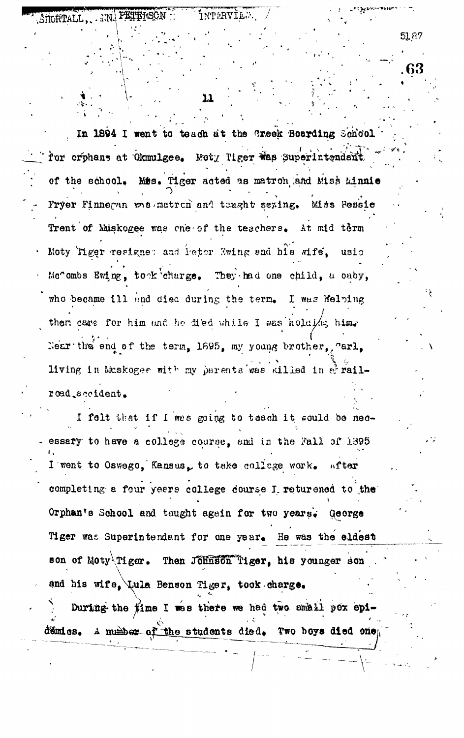In 1894 I went to teach at the Creek Boarding School for orphans at Okmulgee. Moty Tiger was Superintendent of the school. Mrs. Tiger acted as matron and Miss Minnie Fryer Finnegan was matron and taught sewing. Miss Bessie Trent of Muskogee was one of the teachers. At mid term Moty Tiger resigned and Peter Ewing and his wife, Lucie McCombs Ewing, took charge. They had one child, a baby, who became ill and died during the term. I was helping them care for him and he died while I was holding him. Near the end of the term, 1895, my young brother, Carl, living in Muskogee with my parents was killed in a railroad accident.

I felt that if I was going to teach it would be necessary to have a college course, and in the Fall of 1895 I went to Oswego, Kansas, to take college work. After completing a four years college course I returened to the Orphan's School and taught again for two years. George Tiger was Superintendant for one year. He was the eldest son of Moty Tiger. Then Johnson Tiger, his younger son and his wife, Lula Benson Tiger, took charge.

During the time I was there we had two small pox epidemics. A number of the students died. Two boys died one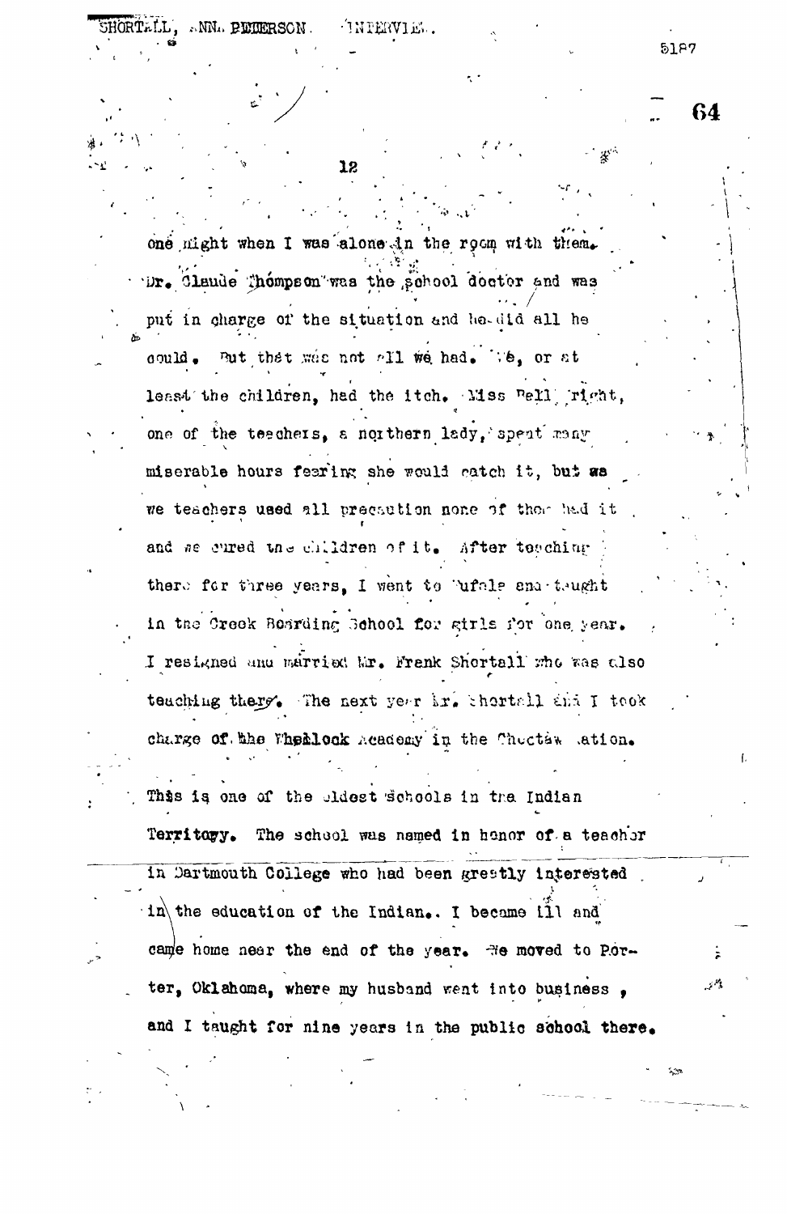one night when I was alone in the room with them. Dr. Claude Thompson was the school doctor and was put in charge of the situation and he did all he could. But that was not all we had. We, or at least the children, had the itch. Miss Nell Wright, one of the teachers, a northern lady, spent many miserable hours fearing she would catch it, but as we teachers used all precaution none of them had it and we cured the children of it. After teaching there for three years, I went to Eufala and taught in the Creek Boarding School for girls for one year. I resigned and married Mr. Frank Shortall who was also teaching there. The next year Mr. Shortall and I took charge of the Wheelock Academy in the Choctaw Nation. This is one of the oldest schools in the Indian Territory. The school was named in honor of a teacher in Dartmouth College who had been greatly interested in the education of the Indian. I became ill and came home near the end of the year. We moved to Porter, Oklahoma, where my husband went into business, and I taught for nine years in the public school there.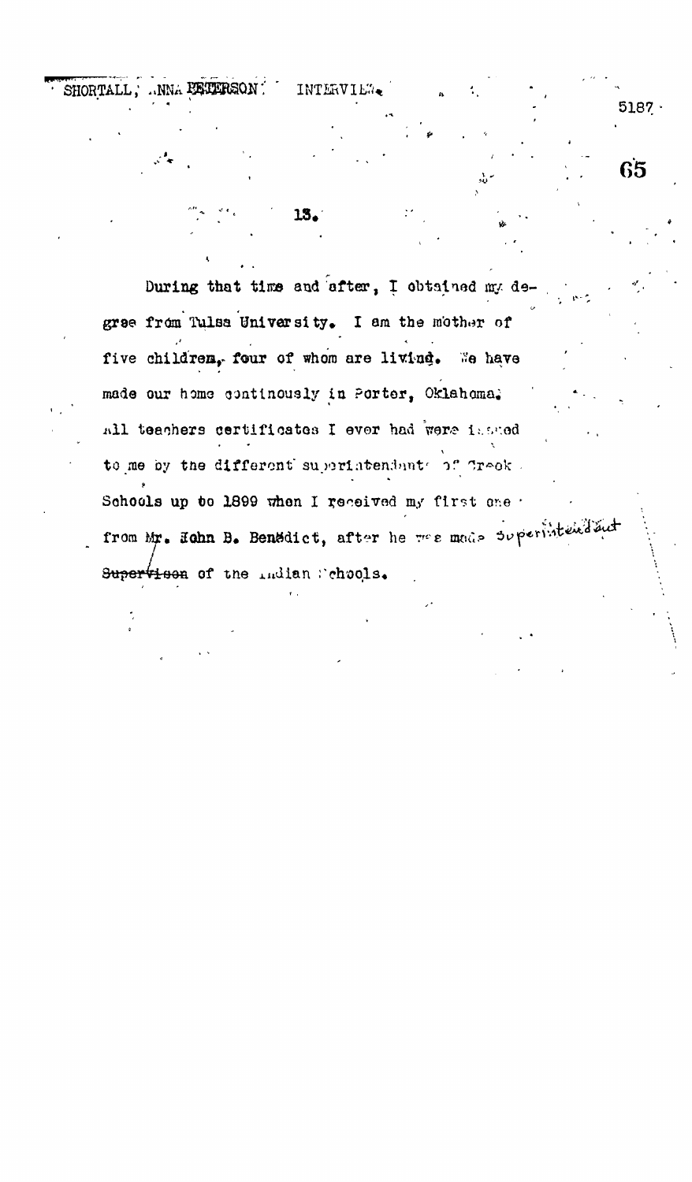During that time and after, I obtained my degree from Tulsa University. I am the mother of five children, four of whom are living. We have made our home continously in Porter, Oklahoma. All teachers certificates I ever had were issued to me by the different superintendents of Creek Schools up to 1899 when I received my first one from Mr. John B. Benedict, after he was made Superintendent of the Indian Schools.